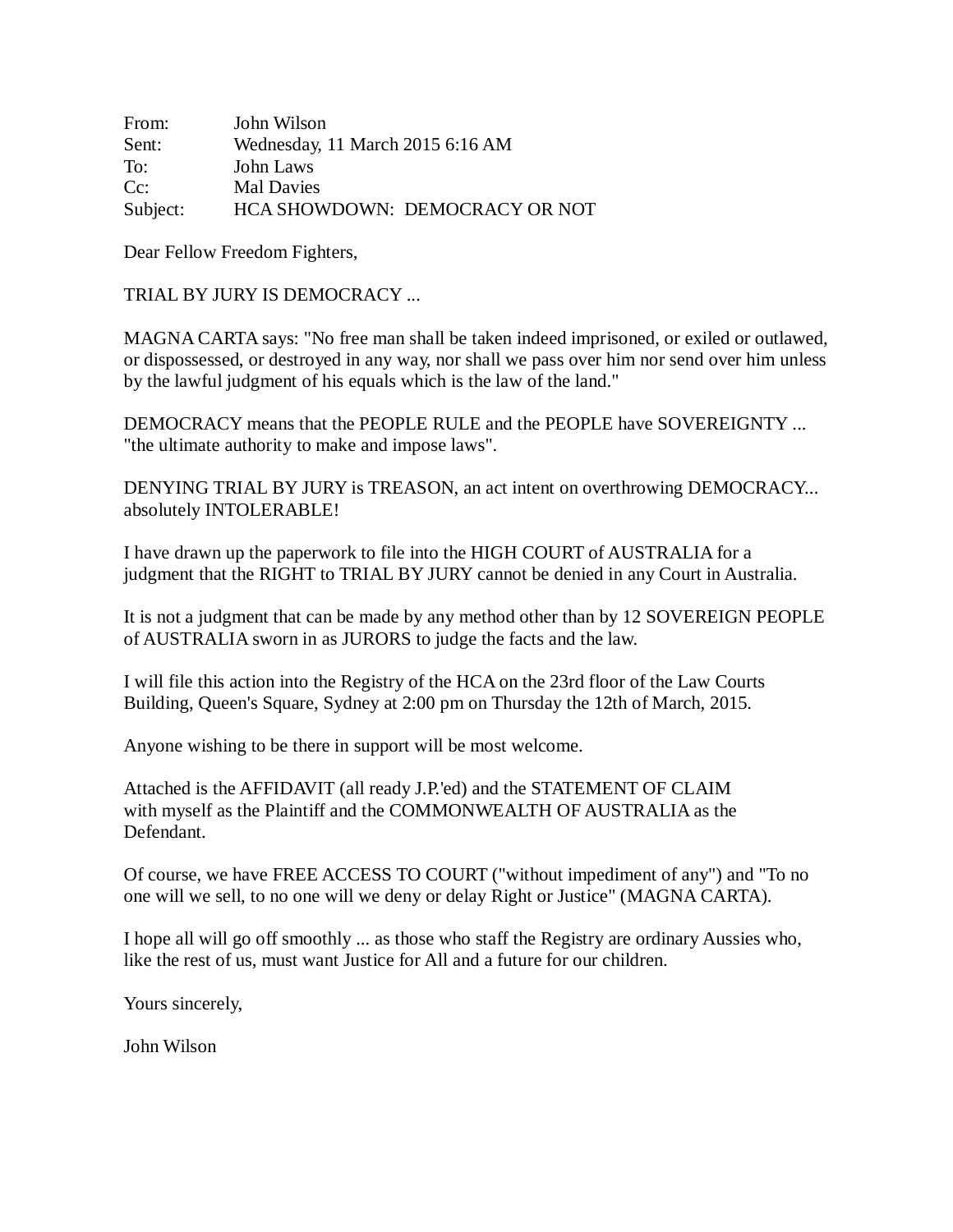From: John Wilson
Sent: Wednesday, 11 March 2015 6:16 AM
To: John Laws
Cc: Mal Davies
Subject: HCA SHOWDOWN: DEMOCRACY OR NOT

Dear Fellow Freedom Fighters,

TRIAL BY JURY IS DEMOCRACY ...

MAGNA CARTA says: "No free man shall be taken indeed imprisoned, or exiled or outlawed, or dispossessed, or destroyed in any way, nor shall we pass over him nor send over him unless by the lawful judgment of his equals which is the law of the land."

DEMOCRACY means that the PEOPLE RULE and the PEOPLE have SOVEREIGNTY ... "the ultimate authority to make and impose laws".

DENYING TRIAL BY JURY is TREASON, an act intent on overthrowing DEMOCRACY... absolutely INTOLERABLE!

I have drawn up the paperwork to file into the HIGH COURT of AUSTRALIA for a judgment that the RIGHT to TRIAL BY JURY cannot be denied in any Court in Australia.

It is not a judgment that can be made by any method other than by 12 SOVEREIGN PEOPLE of AUSTRALIA sworn in as JURORS to judge the facts and the law.

I will file this action into the Registry of the HCA on the 23rd floor of the Law Courts Building, Queen's Square, Sydney at 2:00 pm on Thursday the 12th of March, 2015.

Anyone wishing to be there in support will be most welcome.

Attached is the AFFIDAVIT (all ready J.P.'ed) and the STATEMENT OF CLAIM with myself as the Plaintiff and the COMMONWEALTH OF AUSTRALIA as the Defendant.

Of course, we have FREE ACCESS TO COURT ("without impediment of any") and "To no one will we sell, to no one will we deny or delay Right or Justice" (MAGNA CARTA).

I hope all will go off smoothly ... as those who staff the Registry are ordinary Aussies who, like the rest of us, must want Justice for All and a future for our children.

Yours sincerely,

John Wilson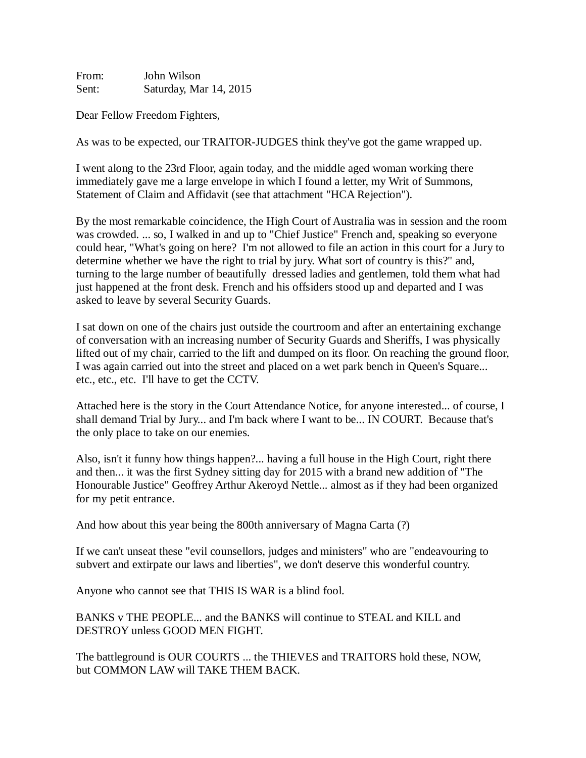From: John Wilson
Sent: Saturday, Mar 14, 2015

Dear Fellow Freedom Fighters,

As was to be expected, our TRAITOR-JUDGES think they've got the game wrapped up.

I went along to the 23rd Floor, again today, and the middle aged woman working there immediately gave me a large envelope in which I found a letter, my Writ of Summons, Statement of Claim and Affidavit (see that attachment "HCA Rejection").

By the most remarkable coincidence, the High Court of Australia was in session and the room was crowded. ... so, I walked in and up to "Chief Justice" French and, speaking so everyone could hear, "What's going on here? I'm not allowed to file an action in this court for a Jury to determine whether we have the right to trial by jury. What sort of country is this?" and, turning to the large number of beautifully dressed ladies and gentlemen, told them what had just happened at the front desk. French and his offsiders stood up and departed and I was asked to leave by several Security Guards.

I sat down on one of the chairs just outside the courtroom and after an entertaining exchange of conversation with an increasing number of Security Guards and Sheriffs, I was physically lifted out of my chair, carried to the lift and dumped on its floor. On reaching the ground floor, I was again carried out into the street and placed on a wet park bench in Queen's Square... etc., etc., etc. I'll have to get the CCTV.

Attached here is the story in the Court Attendance Notice, for anyone interested... of course, I shall demand Trial by Jury... and I'm back where I want to be... IN COURT. Because that's the only place to take on our enemies.

Also, isn't it funny how things happen?... having a full house in the High Court, right there and then... it was the first Sydney sitting day for 2015 with a brand new addition of "The Honourable Justice" Geoffrey Arthur Akeroyd Nettle... almost as if they had been organized for my petit entrance.

And how about this year being the 800th anniversary of Magna Carta (?)

If we can't unseat these "evil counsellors, judges and ministers" who are "endeavouring to subvert and extirpate our laws and liberties", we don't deserve this wonderful country.

Anyone who cannot see that THIS IS WAR is a blind fool.

BANKS v THE PEOPLE... and the BANKS will continue to STEAL and KILL and DESTROY unless GOOD MEN FIGHT.

The battleground is OUR COURTS ... the THIEVES and TRAITORS hold these, NOW, but COMMON LAW will TAKE THEM BACK.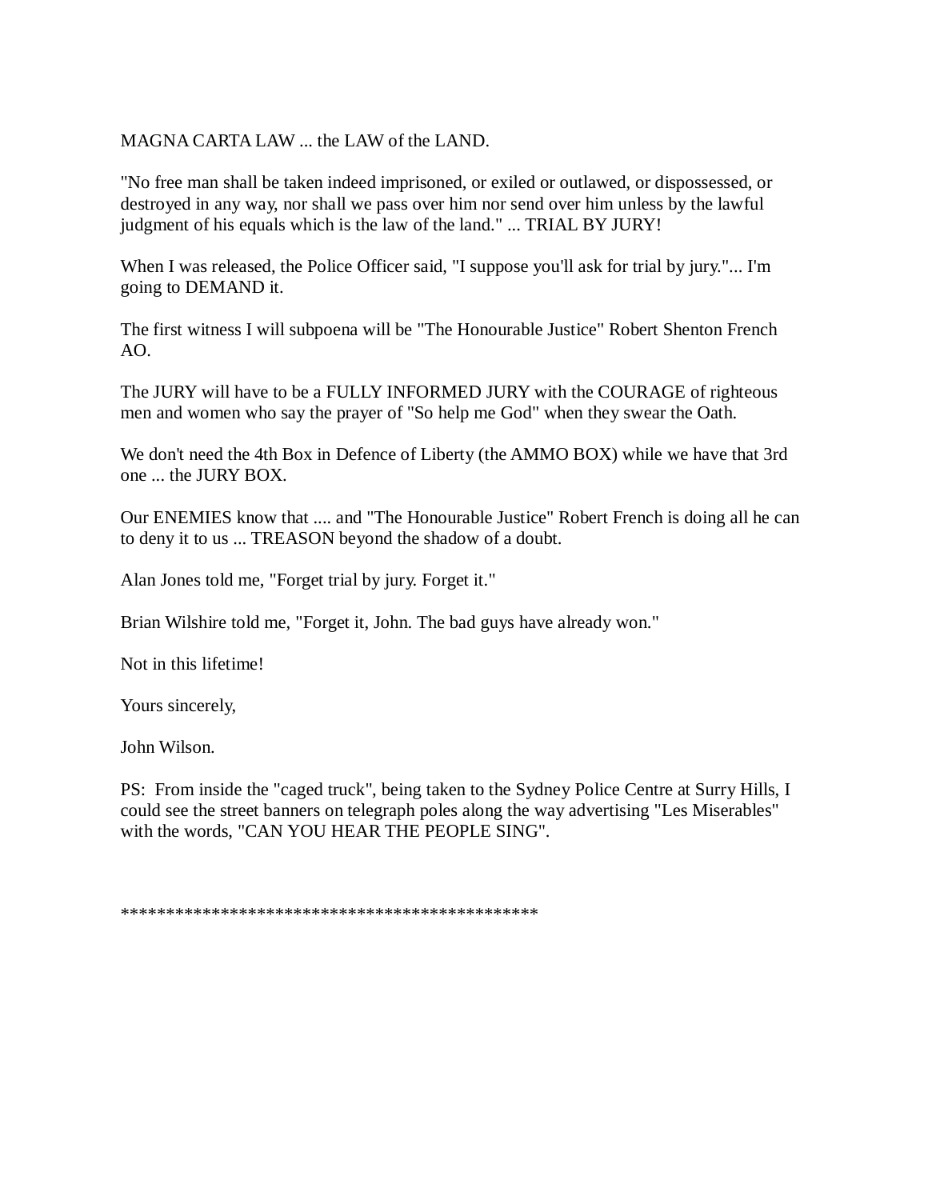MAGNA CARTA LAW ... the LAW of the LAND.

"No free man shall be taken indeed imprisoned, or exiled or outlawed, or dispossessed, or destroyed in any way, nor shall we pass over him nor send over him unless by the lawful judgment of his equals which is the law of the land." ... TRIAL BY JURY!

When I was released, the Police Officer said, "I suppose you'll ask for trial by jury."... I'm going to DEMAND it.

The first witness I will subpoena will be "The Honourable Justice" Robert Shenton French AO.

The JURY will have to be a FULLY INFORMED JURY with the COURAGE of righteous men and women who say the prayer of "So help me God" when they swear the Oath.

We don't need the 4th Box in Defence of Liberty (the AMMO BOX) while we have that 3rd one ... the JURY BOX.

Our ENEMIES know that .... and "The Honourable Justice" Robert French is doing all he can to deny it to us ... TREASON beyond the shadow of a doubt.

Alan Jones told me, "Forget trial by jury. Forget it."

Brian Wilshire told me, "Forget it, John. The bad guys have already won."

Not in this lifetime!

Yours sincerely,

John Wilson.

PS: From inside the "caged truck", being taken to the Sydney Police Centre at Surry Hills, I could see the street banners on telegraph poles along the way advertising "Les Miserables" with the words, "CAN YOU HEAR THE PEOPLE SING".

**********************************************